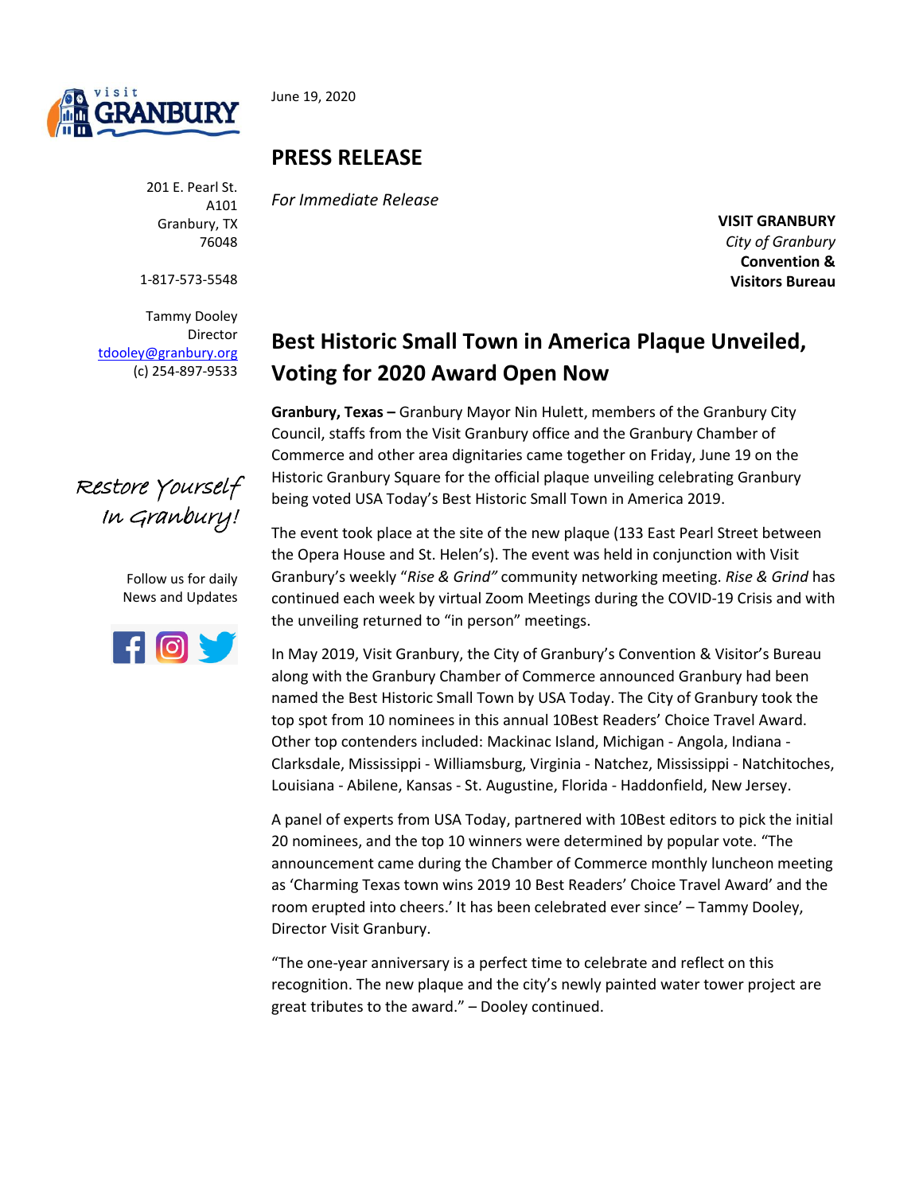June 19, 2020

## PRESS RELEASE

*For Immediate Release*

**VISIT GRANBURY**
*City of Granbury*
**Convention & Visitors Bureau**

201 E. Pearl St.
A101
Granbury, TX
76048

1-817-573-5548

Tammy Dooley
Director
tdooley@granbury.org
(c) 254-897-9533

Restore Yourself In Granbury!

Follow us for daily News and Updates

# Best Historic Small Town in America Plaque Unveiled, Voting for 2020 Award Open Now

**Granbury, Texas –** Granbury Mayor Nin Hulett, members of the Granbury City Council, staffs from the Visit Granbury office and the Granbury Chamber of Commerce and other area dignitaries came together on Friday, June 19 on the Historic Granbury Square for the official plaque unveiling celebrating Granbury being voted USA Today's Best Historic Small Town in America 2019.

The event took place at the site of the new plaque (133 East Pearl Street between the Opera House and St. Helen's). The event was held in conjunction with Visit Granbury's weekly "*Rise & Grind"* community networking meeting. *Rise & Grind* has continued each week by virtual Zoom Meetings during the COVID-19 Crisis and with the unveiling returned to "in person" meetings.

In May 2019, Visit Granbury, the City of Granbury's Convention & Visitor's Bureau along with the Granbury Chamber of Commerce announced Granbury had been named the Best Historic Small Town by USA Today. The City of Granbury took the top spot from 10 nominees in this annual 10Best Readers' Choice Travel Award. Other top contenders included: Mackinac Island, Michigan - Angola, Indiana - Clarksdale, Mississippi - Williamsburg, Virginia - Natchez, Mississippi - Natchitoches, Louisiana - Abilene, Kansas - St. Augustine, Florida - Haddonfield, New Jersey.

A panel of experts from USA Today, partnered with 10Best editors to pick the initial 20 nominees, and the top 10 winners were determined by popular vote. "The announcement came during the Chamber of Commerce monthly luncheon meeting as 'Charming Texas town wins 2019 10 Best Readers' Choice Travel Award' and the room erupted into cheers.' It has been celebrated ever since' – Tammy Dooley, Director Visit Granbury.

"The one-year anniversary is a perfect time to celebrate and reflect on this recognition. The new plaque and the city's newly painted water tower project are great tributes to the award." – Dooley continued.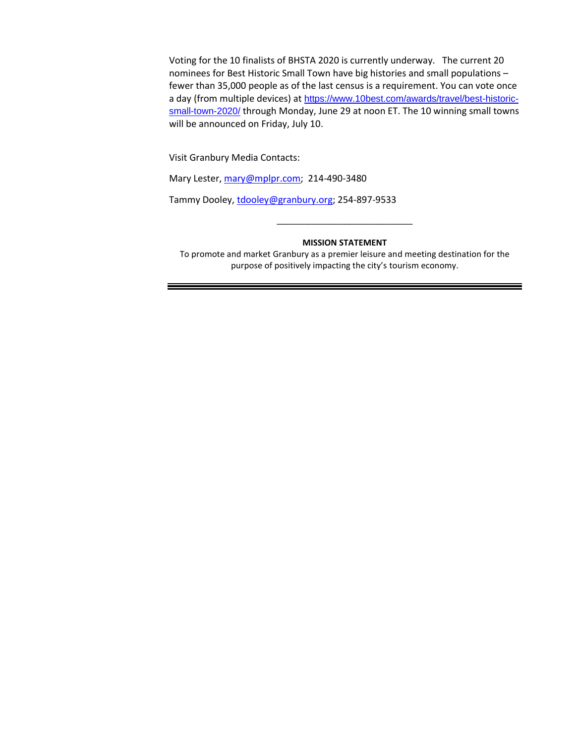Voting for the 10 finalists of BHSTA 2020 is currently underway. The current 20 nominees for Best Historic Small Town have big histories and small populations – fewer than 35,000 people as of the last census is a requirement. You can vote once a day (from multiple devices) at https://www.10best.com/awards/travel/best-historic-small-town-2020/ through Monday, June 29 at noon ET. The 10 winning small towns will be announced on Friday, July 10.

Visit Granbury Media Contacts:

Mary Lester, mary@mplpr.com; 214-490-3480

Tammy Dooley, tdooley@granbury.org; 254-897-9533

---

**MISSION STATEMENT**

To promote and market Granbury as a premier leisure and meeting destination for the purpose of positively impacting the city's tourism economy.